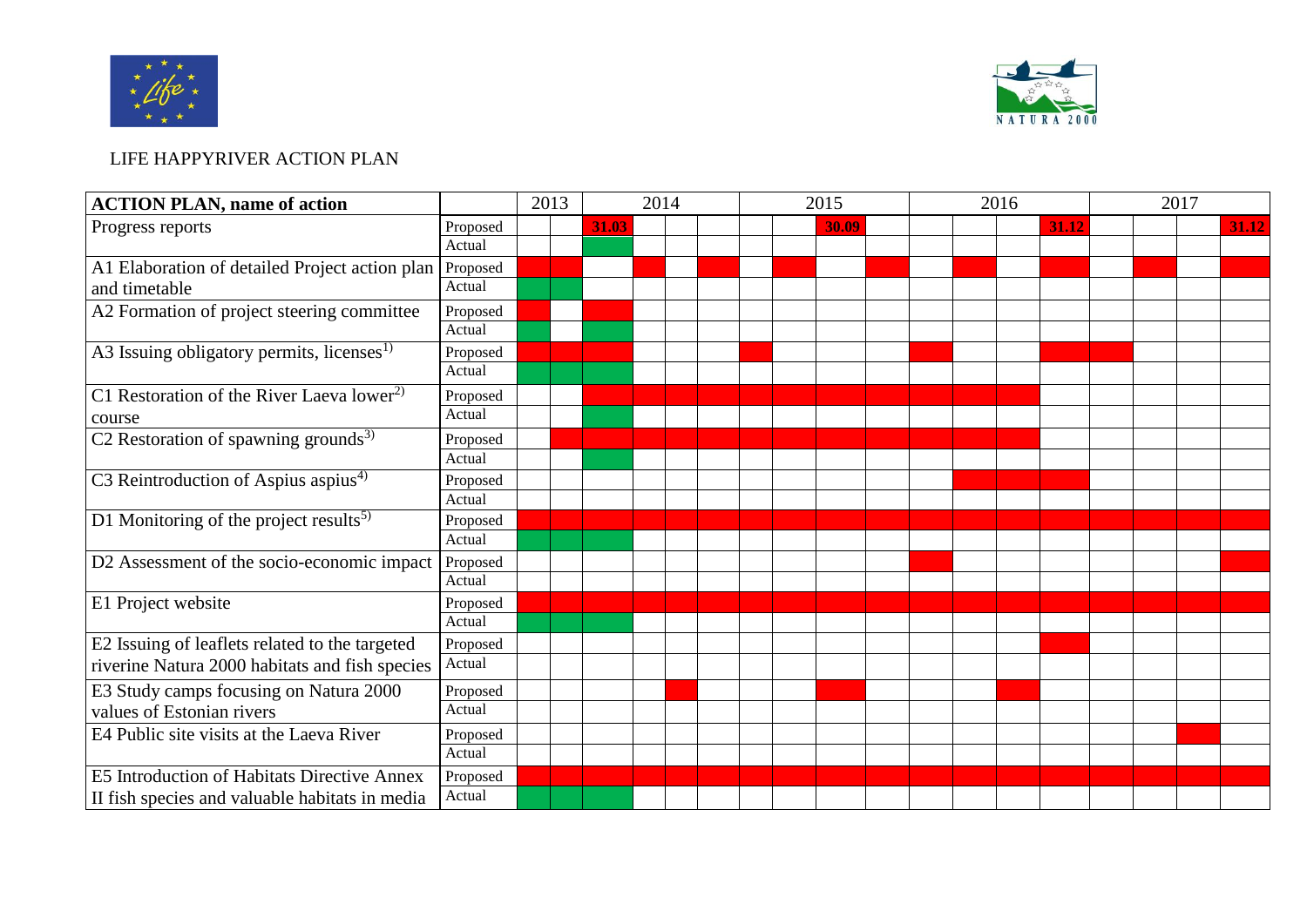LIFE HAPPYRIVER ACTION PLAN

| ACTION PLAN, name of action | | 2013 | | 2014 | | | | 2015 | | | | 2016 | | | | 2017 | | | |
|---|---|---|---|---|---|---|---|---|---|---|---|---|---|---|---|---|---|---|---|
| Progress reports | Proposed | | | 31.03 | | | | | | 30.09 | | | | | 31.12 | | | | 31.12 |
| | Actual | | | | | | | | | | | | | | | | | | |
| A1 Elaboration of detailed Project action plan and timetable | Proposed | | | | | | | | | | | | | | | | | | |
| | Actual | | | | | | | | | | | | | | | | | | |
| A2 Formation of project steering committee | Proposed | | | | | | | | | | | | | | | | | | |
| | Actual | | | | | | | | | | | | | | | | | | |
| A3 Issuing obligatory permits, licenses[1)] | Proposed | | | | | | | | | | | | | | | | | | |
| | Actual | | | | | | | | | | | | | | | | | | |
| C1 Restoration of the River Laeva lower[2)] course | Proposed | | | | | | | | | | | | | | | | | | |
| | Actual | | | | | | | | | | | | | | | | | | |
| C2 Restoration of spawning grounds[3)] | Proposed | | | | | | | | | | | | | | | | | | |
| | Actual | | | | | | | | | | | | | | | | | | |
| C3 Reintroduction of Aspius aspius[4)] | Proposed | | | | | | | | | | | | | | | | | | |
| | Actual | | | | | | | | | | | | | | | | | | |
| D1 Monitoring of the project results[5)] | Proposed | | | | | | | | | | | | | | | | | | |
| | Actual | | | | | | | | | | | | | | | | | | |
| D2 Assessment of the socio-economic impact | Proposed | | | | | | | | | | | | | | | | | | |
| | Actual | | | | | | | | | | | | | | | | | | |
| E1 Project website | Proposed | | | | | | | | | | | | | | | | | | |
| | Actual | | | | | | | | | | | | | | | | | | |
| E2 Issuing of leaflets related to the targeted riverine Natura 2000 habitats and fish species | Proposed | | | | | | | | | | | | | | | | | | |
| | Actual | | | | | | | | | | | | | | | | | | |
| E3 Study camps focusing on Natura 2000 values of Estonian rivers | Proposed | | | | | | | | | | | | | | | | | | |
| | Actual | | | | | | | | | | | | | | | | | | |
| E4 Public site visits at the Laeva River | Proposed | | | | | | | | | | | | | | | | | | |
| | Actual | | | | | | | | | | | | | | | | | | |
| E5 Introduction of Habitats Directive Annex II fish species and valuable habitats in media | Proposed | | | | | | | | | | | | | | | | | | |
| | Actual | | | | | | | | | | | | | | | | | | |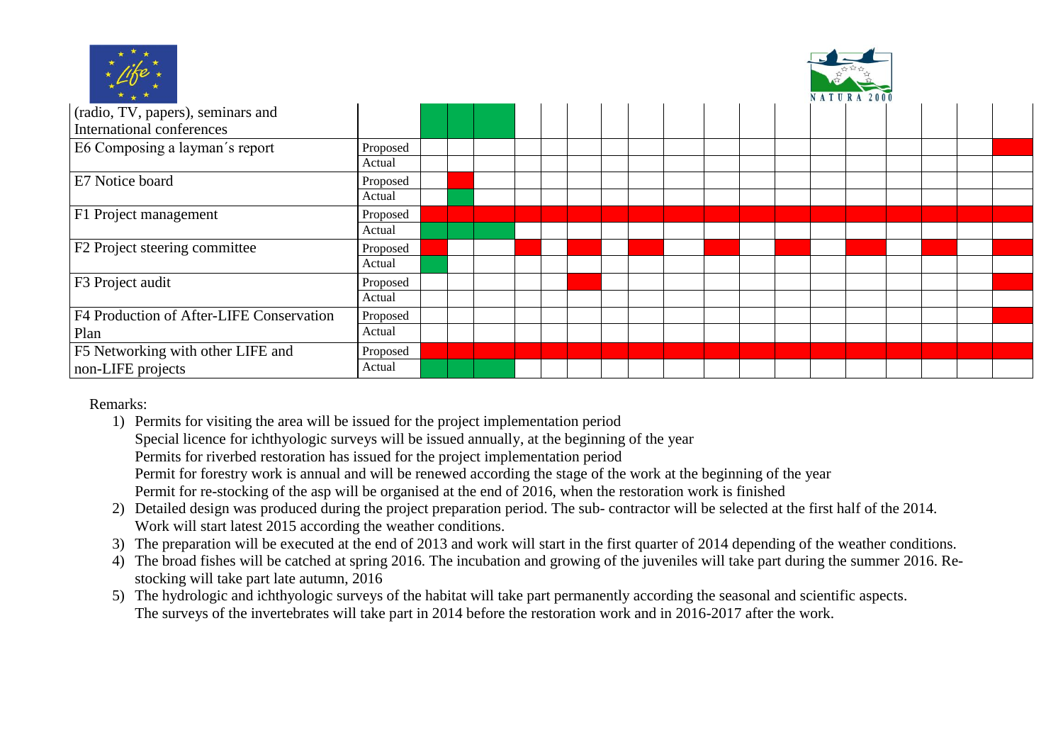| | | | | | | | | | | | | | | | | | | | | |
|---|---|---|---|---|---|---|---|---|---|---|---|---|---|---|---|---|---|---|---|---|
| (radio, TV, papers), seminars and International conferences | | | | | | | | | | | | | | | | | | | | |
| E6 Composing a layman´s report | Proposed | | | | | | | | | | | | | | | | | | | |
| | Actual | | | | | | | | | | | | | | | | | | | |
| E7 Notice board | Proposed | | | | | | | | | | | | | | | | | | | |
| | Actual | | | | | | | | | | | | | | | | | | | |
| F1 Project management | Proposed | | | | | | | | | | | | | | | | | | | |
| | Actual | | | | | | | | | | | | | | | | | | | |
| F2 Project steering committee | Proposed | | | | | | | | | | | | | | | | | | | |
| | Actual | | | | | | | | | | | | | | | | | | | |
| F3 Project audit | Proposed | | | | | | | | | | | | | | | | | | | |
| | Actual | | | | | | | | | | | | | | | | | | | |
| F4 Production of After-LIFE Conservation Plan | Proposed | | | | | | | | | | | | | | | | | | | |
| | Actual | | | | | | | | | | | | | | | | | | | |
| F5 Networking with other LIFE and non-LIFE projects | Proposed | | | | | | | | | | | | | | | | | | | |
| | Actual | | | | | | | | | | | | | | | | | | | |

Remarks:

1) Permits for visiting the area will be issued for the project implementation period
   Special licence for ichthyologic surveys will be issued annually, at the beginning of the year
   Permits for riverbed restoration has issued for the project implementation period
   Permit for forestry work is annual and will be renewed according the stage of the work at the beginning of the year
   Permit for re-stocking of the asp will be organised at the end of 2016, when the restoration work is finished
2) Detailed design was produced during the project preparation period. The sub- contractor will be selected at the first half of the 2014. Work will start latest 2015 according the weather conditions.
3) The preparation will be executed at the end of 2013 and work will start in the first quarter of 2014 depending of the weather conditions.
4) The broad fishes will be catched at spring 2016. The incubation and growing of the juveniles will take part during the summer 2016. Re-stocking will take part late autumn, 2016
5) The hydrologic and ichthyologic surveys of the habitat will take part permanently according the seasonal and scientific aspects.
   The surveys of the invertebrates will take part in 2014 before the restoration work and in 2016-2017 after the work.